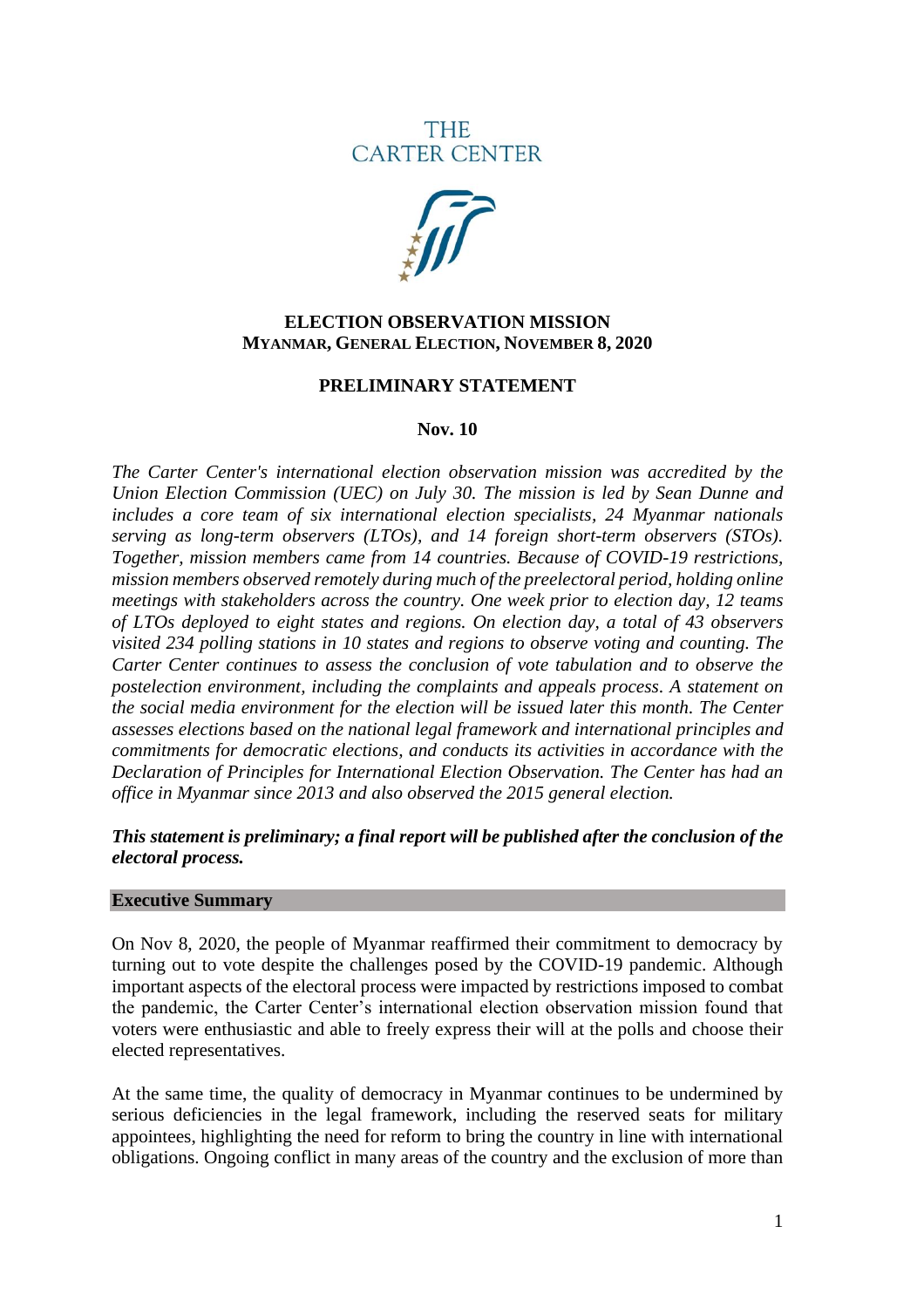THE CARTER CENTER

**ELECTION OBSERVATION MISSION**
**MYANMAR, GENERAL ELECTION, NOVEMBER 8, 2020**

**PRELIMINARY STATEMENT**

**Nov. 10**

*The Carter Center's international election observation mission was accredited by the Union Election Commission (UEC) on July 30. The mission is led by Sean Dunne and includes a core team of six international election specialists, 24 Myanmar nationals serving as long-term observers (LTOs), and 14 foreign short-term observers (STOs). Together, mission members came from 14 countries. Because of COVID-19 restrictions, mission members observed remotely during much of the preelectoral period, holding online meetings with stakeholders across the country. One week prior to election day, 12 teams of LTOs deployed to eight states and regions. On election day, a total of 43 observers visited 234 polling stations in 10 states and regions to observe voting and counting. The Carter Center continues to assess the conclusion of vote tabulation and to observe the postelection environment, including the complaints and appeals process. A statement on the social media environment for the election will be issued later this month. The Center assesses elections based on the national legal framework and international principles and commitments for democratic elections, and conducts its activities in accordance with the Declaration of Principles for International Election Observation. The Center has had an office in Myanmar since 2013 and also observed the 2015 general election.*

***This statement is preliminary; a final report will be published after the conclusion of the electoral process.***

## Executive Summary

On Nov 8, 2020, the people of Myanmar reaffirmed their commitment to democracy by turning out to vote despite the challenges posed by the COVID-19 pandemic. Although important aspects of the electoral process were impacted by restrictions imposed to combat the pandemic, the Carter Center's international election observation mission found that voters were enthusiastic and able to freely express their will at the polls and choose their elected representatives.

At the same time, the quality of democracy in Myanmar continues to be undermined by serious deficiencies in the legal framework, including the reserved seats for military appointees, highlighting the need for reform to bring the country in line with international obligations. Ongoing conflict in many areas of the country and the exclusion of more than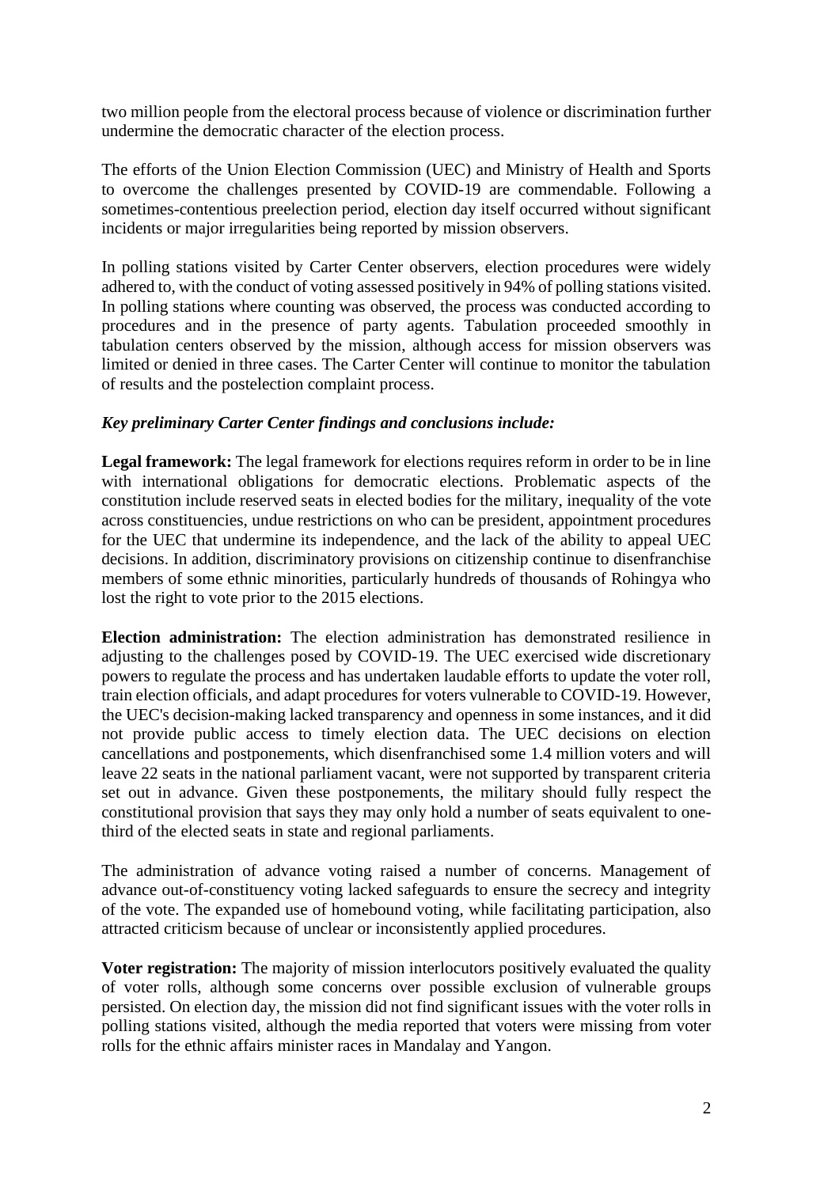two million people from the electoral process because of violence or discrimination further undermine the democratic character of the election process.

The efforts of the Union Election Commission (UEC) and Ministry of Health and Sports to overcome the challenges presented by COVID-19 are commendable. Following a sometimes-contentious preelection period, election day itself occurred without significant incidents or major irregularities being reported by mission observers.

In polling stations visited by Carter Center observers, election procedures were widely adhered to, with the conduct of voting assessed positively in 94% of polling stations visited. In polling stations where counting was observed, the process was conducted according to procedures and in the presence of party agents. Tabulation proceeded smoothly in tabulation centers observed by the mission, although access for mission observers was limited or denied in three cases. The Carter Center will continue to monitor the tabulation of results and the postelection complaint process.

***Key preliminary Carter Center findings and conclusions include:***

**Legal framework:** The legal framework for elections requires reform in order to be in line with international obligations for democratic elections. Problematic aspects of the constitution include reserved seats in elected bodies for the military, inequality of the vote across constituencies, undue restrictions on who can be president, appointment procedures for the UEC that undermine its independence, and the lack of the ability to appeal UEC decisions. In addition, discriminatory provisions on citizenship continue to disenfranchise members of some ethnic minorities, particularly hundreds of thousands of Rohingya who lost the right to vote prior to the 2015 elections.

**Election administration:** The election administration has demonstrated resilience in adjusting to the challenges posed by COVID-19. The UEC exercised wide discretionary powers to regulate the process and has undertaken laudable efforts to update the voter roll, train election officials, and adapt procedures for voters vulnerable to COVID-19. However, the UEC's decision-making lacked transparency and openness in some instances, and it did not provide public access to timely election data. The UEC decisions on election cancellations and postponements, which disenfranchised some 1.4 million voters and will leave 22 seats in the national parliament vacant, were not supported by transparent criteria set out in advance. Given these postponements, the military should fully respect the constitutional provision that says they may only hold a number of seats equivalent to one-third of the elected seats in state and regional parliaments.

The administration of advance voting raised a number of concerns. Management of advance out-of-constituency voting lacked safeguards to ensure the secrecy and integrity of the vote. The expanded use of homebound voting, while facilitating participation, also attracted criticism because of unclear or inconsistently applied procedures.

**Voter registration:** The majority of mission interlocutors positively evaluated the quality of voter rolls, although some concerns over possible exclusion of vulnerable groups persisted. On election day, the mission did not find significant issues with the voter rolls in polling stations visited, although the media reported that voters were missing from voter rolls for the ethnic affairs minister races in Mandalay and Yangon.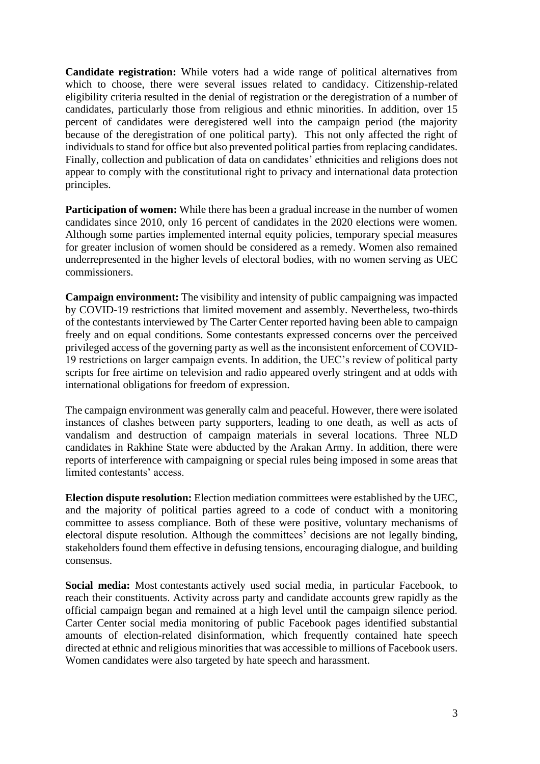**Candidate registration:** While voters had a wide range of political alternatives from which to choose, there were several issues related to candidacy. Citizenship-related eligibility criteria resulted in the denial of registration or the deregistration of a number of candidates, particularly those from religious and ethnic minorities. In addition, over 15 percent of candidates were deregistered well into the campaign period (the majority because of the deregistration of one political party). This not only affected the right of individuals to stand for office but also prevented political parties from replacing candidates. Finally, collection and publication of data on candidates' ethnicities and religions does not appear to comply with the constitutional right to privacy and international data protection principles.

**Participation of women:** While there has been a gradual increase in the number of women candidates since 2010, only 16 percent of candidates in the 2020 elections were women. Although some parties implemented internal equity policies, temporary special measures for greater inclusion of women should be considered as a remedy. Women also remained underrepresented in the higher levels of electoral bodies, with no women serving as UEC commissioners.

**Campaign environment:** The visibility and intensity of public campaigning was impacted by COVID-19 restrictions that limited movement and assembly. Nevertheless, two-thirds of the contestants interviewed by The Carter Center reported having been able to campaign freely and on equal conditions. Some contestants expressed concerns over the perceived privileged access of the governing party as well as the inconsistent enforcement of COVID-19 restrictions on larger campaign events. In addition, the UEC's review of political party scripts for free airtime on television and radio appeared overly stringent and at odds with international obligations for freedom of expression.

The campaign environment was generally calm and peaceful. However, there were isolated instances of clashes between party supporters, leading to one death, as well as acts of vandalism and destruction of campaign materials in several locations. Three NLD candidates in Rakhine State were abducted by the Arakan Army. In addition, there were reports of interference with campaigning or special rules being imposed in some areas that limited contestants' access.

**Election dispute resolution:** Election mediation committees were established by the UEC, and the majority of political parties agreed to a code of conduct with a monitoring committee to assess compliance. Both of these were positive, voluntary mechanisms of electoral dispute resolution. Although the committees' decisions are not legally binding, stakeholders found them effective in defusing tensions, encouraging dialogue, and building consensus.

**Social media:** Most contestants actively used social media, in particular Facebook, to reach their constituents. Activity across party and candidate accounts grew rapidly as the official campaign began and remained at a high level until the campaign silence period. Carter Center social media monitoring of public Facebook pages identified substantial amounts of election-related disinformation, which frequently contained hate speech directed at ethnic and religious minorities that was accessible to millions of Facebook users. Women candidates were also targeted by hate speech and harassment.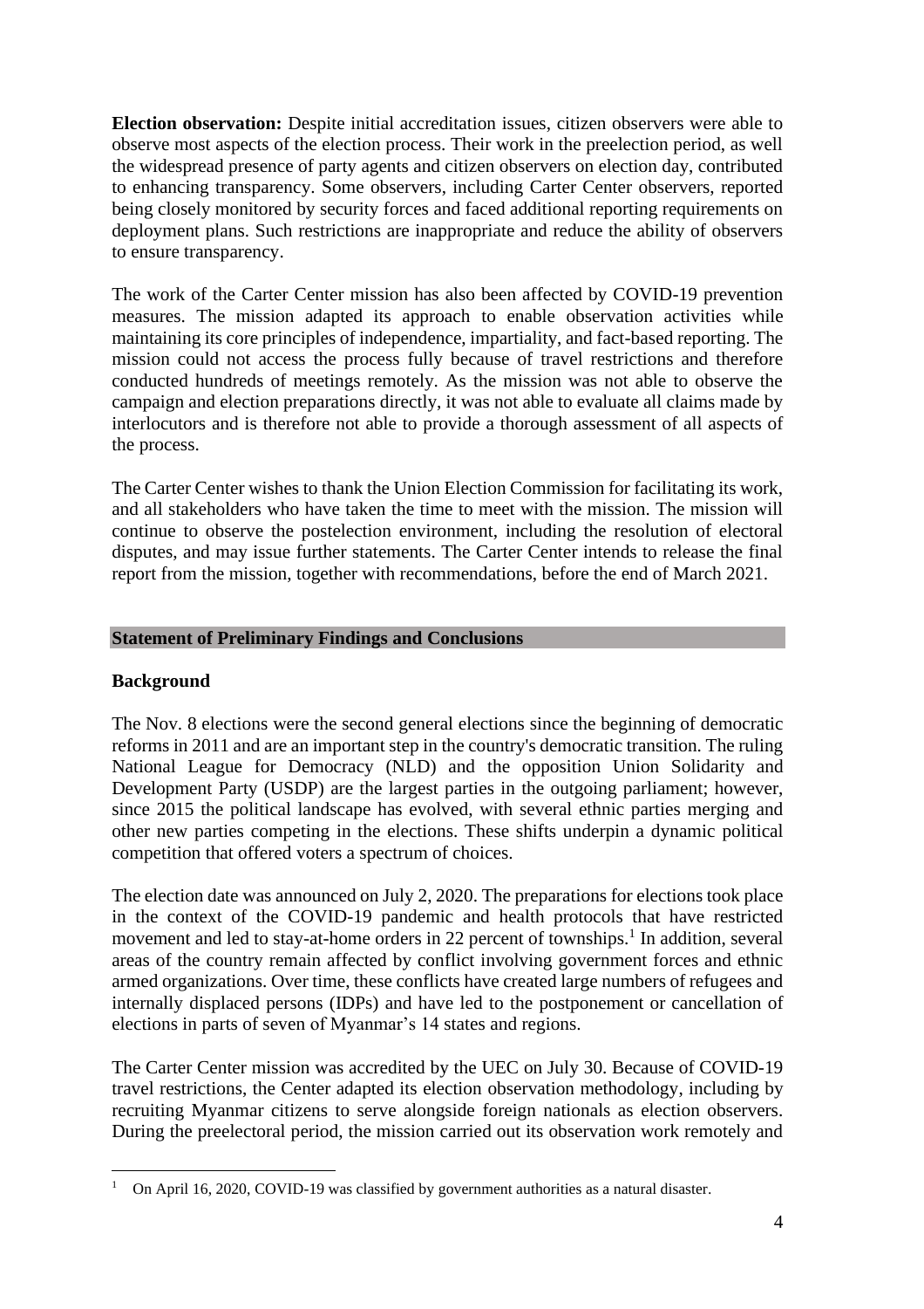**Election observation:** Despite initial accreditation issues, citizen observers were able to observe most aspects of the election process. Their work in the preelection period, as well the widespread presence of party agents and citizen observers on election day, contributed to enhancing transparency. Some observers, including Carter Center observers, reported being closely monitored by security forces and faced additional reporting requirements on deployment plans. Such restrictions are inappropriate and reduce the ability of observers to ensure transparency.

The work of the Carter Center mission has also been affected by COVID-19 prevention measures. The mission adapted its approach to enable observation activities while maintaining its core principles of independence, impartiality, and fact-based reporting. The mission could not access the process fully because of travel restrictions and therefore conducted hundreds of meetings remotely. As the mission was not able to observe the campaign and election preparations directly, it was not able to evaluate all claims made by interlocutors and is therefore not able to provide a thorough assessment of all aspects of the process.

The Carter Center wishes to thank the Union Election Commission for facilitating its work, and all stakeholders who have taken the time to meet with the mission. The mission will continue to observe the postelection environment, including the resolution of electoral disputes, and may issue further statements. The Carter Center intends to release the final report from the mission, together with recommendations, before the end of March 2021.

## Statement of Preliminary Findings and Conclusions

### Background

The Nov. 8 elections were the second general elections since the beginning of democratic reforms in 2011 and are an important step in the country's democratic transition. The ruling National League for Democracy (NLD) and the opposition Union Solidarity and Development Party (USDP) are the largest parties in the outgoing parliament; however, since 2015 the political landscape has evolved, with several ethnic parties merging and other new parties competing in the elections. These shifts underpin a dynamic political competition that offered voters a spectrum of choices.

The election date was announced on July 2, 2020. The preparations for elections took place in the context of the COVID-19 pandemic and health protocols that have restricted movement and led to stay-at-home orders in 22 percent of townships.[1] In addition, several areas of the country remain affected by conflict involving government forces and ethnic armed organizations. Over time, these conflicts have created large numbers of refugees and internally displaced persons (IDPs) and have led to the postponement or cancellation of elections in parts of seven of Myanmar's 14 states and regions.

The Carter Center mission was accredited by the UEC on July 30. Because of COVID-19 travel restrictions, the Center adapted its election observation methodology, including by recruiting Myanmar citizens to serve alongside foreign nationals as election observers. During the preelectoral period, the mission carried out its observation work remotely and

[1] On April 16, 2020, COVID-19 was classified by government authorities as a natural disaster.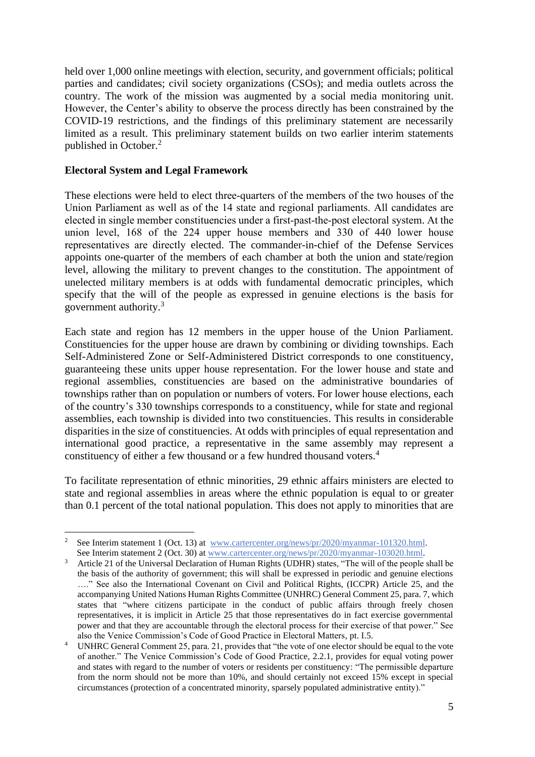held over 1,000 online meetings with election, security, and government officials; political parties and candidates; civil society organizations (CSOs); and media outlets across the country. The work of the mission was augmented by a social media monitoring unit. However, the Center's ability to observe the process directly has been constrained by the COVID-19 restrictions, and the findings of this preliminary statement are necessarily limited as a result. This preliminary statement builds on two earlier interim statements published in October.[2]

**Electoral System and Legal Framework**

These elections were held to elect three-quarters of the members of the two houses of the Union Parliament as well as of the 14 state and regional parliaments. All candidates are elected in single member constituencies under a first-past-the-post electoral system. At the union level, 168 of the 224 upper house members and 330 of 440 lower house representatives are directly elected. The commander-in-chief of the Defense Services appoints one-quarter of the members of each chamber at both the union and state/region level, allowing the military to prevent changes to the constitution. The appointment of unelected military members is at odds with fundamental democratic principles, which specify that the will of the people as expressed in genuine elections is the basis for government authority.[3]

Each state and region has 12 members in the upper house of the Union Parliament. Constituencies for the upper house are drawn by combining or dividing townships. Each Self-Administered Zone or Self-Administered District corresponds to one constituency, guaranteeing these units upper house representation. For the lower house and state and regional assemblies, constituencies are based on the administrative boundaries of townships rather than on population or numbers of voters. For lower house elections, each of the country's 330 townships corresponds to a constituency, while for state and regional assemblies, each township is divided into two constituencies. This results in considerable disparities in the size of constituencies. At odds with principles of equal representation and international good practice, a representative in the same assembly may represent a constituency of either a few thousand or a few hundred thousand voters.[4]

To facilitate representation of ethnic minorities, 29 ethnic affairs ministers are elected to state and regional assemblies in areas where the ethnic population is equal to or greater than 0.1 percent of the total national population. This does not apply to minorities that are

---

[2] See Interim statement 1 (Oct. 13) at www.cartercenter.org/news/pr/2020/myanmar-101320.html. See Interim statement 2 (Oct. 30) at www.cartercenter.org/news/pr/2020/myanmar-103020.html.

[3] Article 21 of the Universal Declaration of Human Rights (UDHR) states, "The will of the people shall be the basis of the authority of government; this will shall be expressed in periodic and genuine elections …." See also the International Covenant on Civil and Political Rights, (ICCPR) Article 25, and the accompanying United Nations Human Rights Committee (UNHRC) General Comment 25, para. 7, which states that "where citizens participate in the conduct of public affairs through freely chosen representatives, it is implicit in Article 25 that those representatives do in fact exercise governmental power and that they are accountable through the electoral process for their exercise of that power." See also the Venice Commission's Code of Good Practice in Electoral Matters, pt. I.5.

[4] UNHRC General Comment 25, para. 21, provides that "the vote of one elector should be equal to the vote of another." The Venice Commission's Code of Good Practice, 2.2.1, provides for equal voting power and states with regard to the number of voters or residents per constituency: "The permissible departure from the norm should not be more than 10%, and should certainly not exceed 15% except in special circumstances (protection of a concentrated minority, sparsely populated administrative entity)."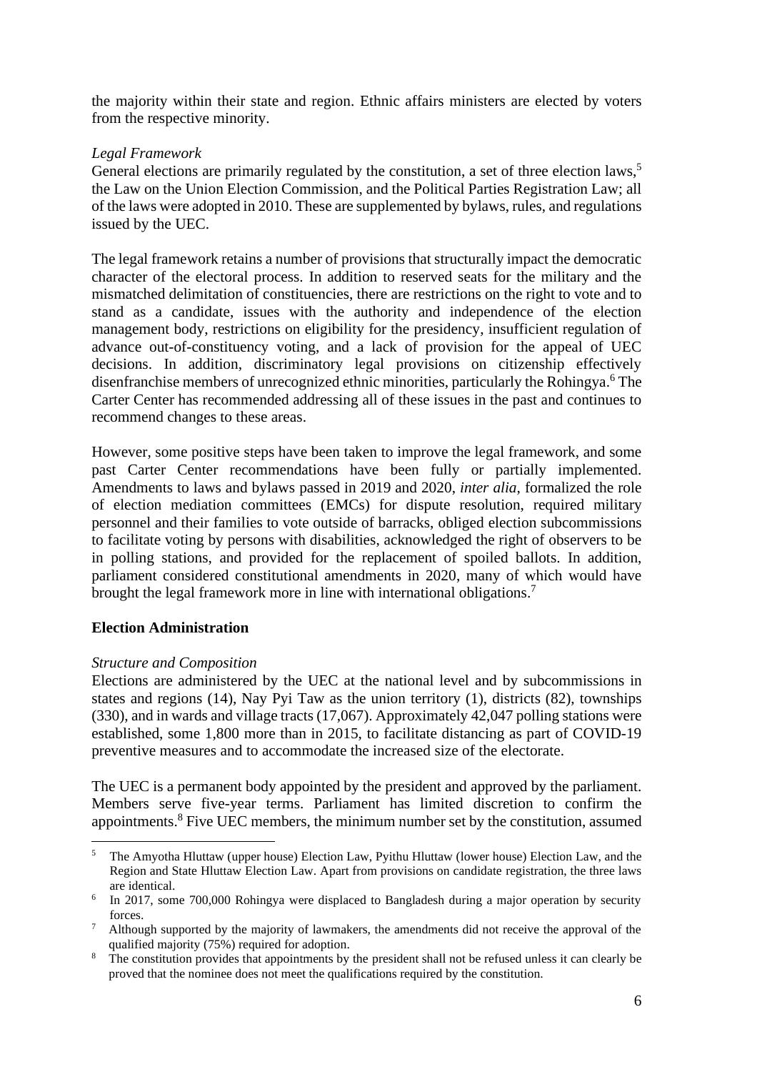the majority within their state and region. Ethnic affairs ministers are elected by voters from the respective minority.

*Legal Framework*

General elections are primarily regulated by the constitution, a set of three election laws,[5] the Law on the Union Election Commission, and the Political Parties Registration Law; all of the laws were adopted in 2010. These are supplemented by bylaws, rules, and regulations issued by the UEC.

The legal framework retains a number of provisions that structurally impact the democratic character of the electoral process. In addition to reserved seats for the military and the mismatched delimitation of constituencies, there are restrictions on the right to vote and to stand as a candidate, issues with the authority and independence of the election management body, restrictions on eligibility for the presidency, insufficient regulation of advance out-of-constituency voting, and a lack of provision for the appeal of UEC decisions. In addition, discriminatory legal provisions on citizenship effectively disenfranchise members of unrecognized ethnic minorities, particularly the Rohingya.[6] The Carter Center has recommended addressing all of these issues in the past and continues to recommend changes to these areas.

However, some positive steps have been taken to improve the legal framework, and some past Carter Center recommendations have been fully or partially implemented. Amendments to laws and bylaws passed in 2019 and 2020, *inter alia*, formalized the role of election mediation committees (EMCs) for dispute resolution, required military personnel and their families to vote outside of barracks, obliged election subcommissions to facilitate voting by persons with disabilities, acknowledged the right of observers to be in polling stations, and provided for the replacement of spoiled ballots. In addition, parliament considered constitutional amendments in 2020, many of which would have brought the legal framework more in line with international obligations.[7]

## Election Administration

*Structure and Composition*

Elections are administered by the UEC at the national level and by subcommissions in states and regions (14), Nay Pyi Taw as the union territory (1), districts (82), townships (330), and in wards and village tracts (17,067). Approximately 42,047 polling stations were established, some 1,800 more than in 2015, to facilitate distancing as part of COVID-19 preventive measures and to accommodate the increased size of the electorate.

The UEC is a permanent body appointed by the president and approved by the parliament. Members serve five-year terms. Parliament has limited discretion to confirm the appointments.[8] Five UEC members, the minimum number set by the constitution, assumed

---

[5] The Amyotha Hluttaw (upper house) Election Law, Pyithu Hluttaw (lower house) Election Law, and the Region and State Hluttaw Election Law. Apart from provisions on candidate registration, the three laws are identical.

[6] In 2017, some 700,000 Rohingya were displaced to Bangladesh during a major operation by security forces.

[7] Although supported by the majority of lawmakers, the amendments did not receive the approval of the qualified majority (75%) required for adoption.

[8] The constitution provides that appointments by the president shall not be refused unless it can clearly be proved that the nominee does not meet the qualifications required by the constitution.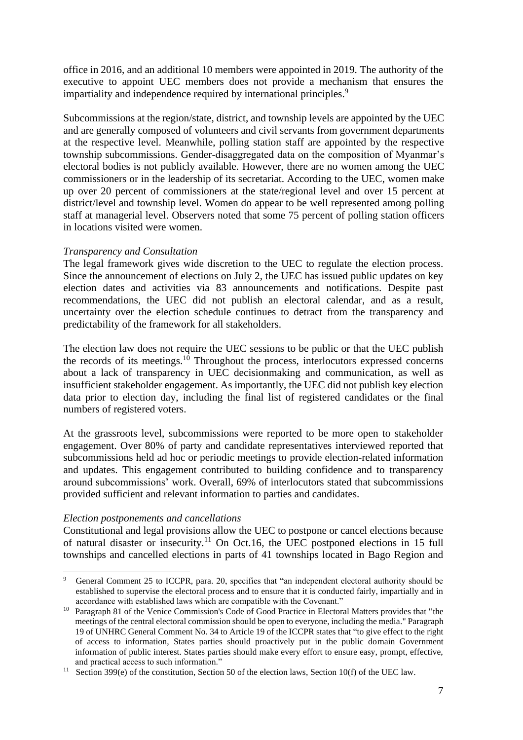office in 2016, and an additional 10 members were appointed in 2019. The authority of the executive to appoint UEC members does not provide a mechanism that ensures the impartiality and independence required by international principles.[9]

Subcommissions at the region/state, district, and township levels are appointed by the UEC and are generally composed of volunteers and civil servants from government departments at the respective level. Meanwhile, polling station staff are appointed by the respective township subcommissions. Gender-disaggregated data on the composition of Myanmar's electoral bodies is not publicly available. However, there are no women among the UEC commissioners or in the leadership of its secretariat. According to the UEC, women make up over 20 percent of commissioners at the state/regional level and over 15 percent at district/level and township level. Women do appear to be well represented among polling staff at managerial level. Observers noted that some 75 percent of polling station officers in locations visited were women.

*Transparency and Consultation*

The legal framework gives wide discretion to the UEC to regulate the election process. Since the announcement of elections on July 2, the UEC has issued public updates on key election dates and activities via 83 announcements and notifications. Despite past recommendations, the UEC did not publish an electoral calendar, and as a result, uncertainty over the election schedule continues to detract from the transparency and predictability of the framework for all stakeholders.

The election law does not require the UEC sessions to be public or that the UEC publish the records of its meetings.[10] Throughout the process, interlocutors expressed concerns about a lack of transparency in UEC decisionmaking and communication, as well as insufficient stakeholder engagement. As importantly, the UEC did not publish key election data prior to election day, including the final list of registered candidates or the final numbers of registered voters.

At the grassroots level, subcommissions were reported to be more open to stakeholder engagement. Over 80% of party and candidate representatives interviewed reported that subcommissions held ad hoc or periodic meetings to provide election-related information and updates. This engagement contributed to building confidence and to transparency around subcommissions' work. Overall, 69% of interlocutors stated that subcommissions provided sufficient and relevant information to parties and candidates.

*Election postponements and cancellations*

Constitutional and legal provisions allow the UEC to postpone or cancel elections because of natural disaster or insecurity.[11] On Oct.16, the UEC postponed elections in 15 full townships and cancelled elections in parts of 41 townships located in Bago Region and

---

[9] General Comment 25 to ICCPR, para. 20, specifies that "an independent electoral authority should be established to supervise the electoral process and to ensure that it is conducted fairly, impartially and in accordance with established laws which are compatible with the Covenant."

[10] Paragraph 81 of the Venice Commission's Code of Good Practice in Electoral Matters provides that "the meetings of the central electoral commission should be open to everyone, including the media." Paragraph 19 of UNHRC General Comment No. 34 to Article 19 of the ICCPR states that "to give effect to the right of access to information, States parties should proactively put in the public domain Government information of public interest. States parties should make every effort to ensure easy, prompt, effective, and practical access to such information."

[11] Section 399(e) of the constitution, Section 50 of the election laws, Section 10(f) of the UEC law.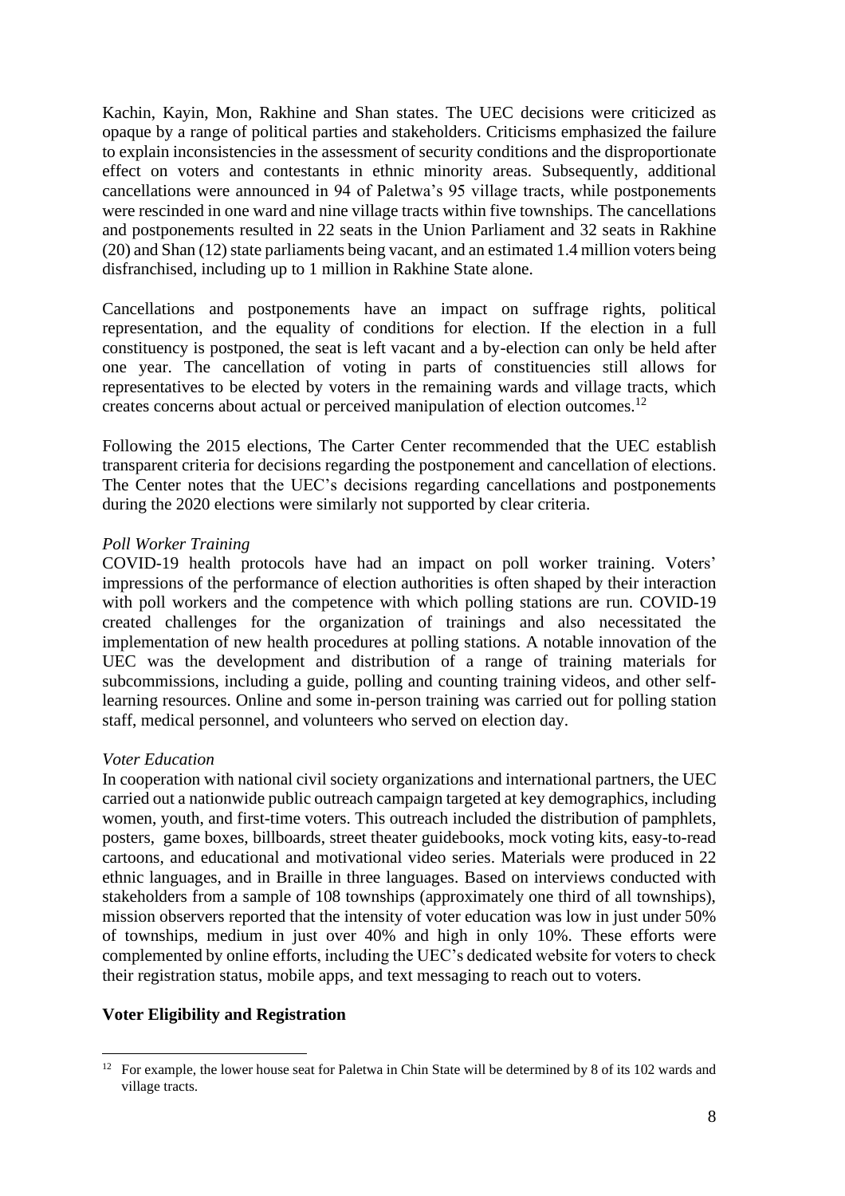Kachin, Kayin, Mon, Rakhine and Shan states. The UEC decisions were criticized as opaque by a range of political parties and stakeholders. Criticisms emphasized the failure to explain inconsistencies in the assessment of security conditions and the disproportionate effect on voters and contestants in ethnic minority areas. Subsequently, additional cancellations were announced in 94 of Paletwa's 95 village tracts, while postponements were rescinded in one ward and nine village tracts within five townships. The cancellations and postponements resulted in 22 seats in the Union Parliament and 32 seats in Rakhine (20) and Shan (12) state parliaments being vacant, and an estimated 1.4 million voters being disfranchised, including up to 1 million in Rakhine State alone.

Cancellations and postponements have an impact on suffrage rights, political representation, and the equality of conditions for election. If the election in a full constituency is postponed, the seat is left vacant and a by-election can only be held after one year. The cancellation of voting in parts of constituencies still allows for representatives to be elected by voters in the remaining wards and village tracts, which creates concerns about actual or perceived manipulation of election outcomes.[12]

Following the 2015 elections, The Carter Center recommended that the UEC establish transparent criteria for decisions regarding the postponement and cancellation of elections. The Center notes that the UEC's decisions regarding cancellations and postponements during the 2020 elections were similarly not supported by clear criteria.

*Poll Worker Training*

COVID-19 health protocols have had an impact on poll worker training. Voters' impressions of the performance of election authorities is often shaped by their interaction with poll workers and the competence with which polling stations are run. COVID-19 created challenges for the organization of trainings and also necessitated the implementation of new health procedures at polling stations. A notable innovation of the UEC was the development and distribution of a range of training materials for subcommissions, including a guide, polling and counting training videos, and other self-learning resources. Online and some in-person training was carried out for polling station staff, medical personnel, and volunteers who served on election day.

*Voter Education*

In cooperation with national civil society organizations and international partners, the UEC carried out a nationwide public outreach campaign targeted at key demographics, including women, youth, and first-time voters. This outreach included the distribution of pamphlets, posters, game boxes, billboards, street theater guidebooks, mock voting kits, easy-to-read cartoons, and educational and motivational video series. Materials were produced in 22 ethnic languages, and in Braille in three languages. Based on interviews conducted with stakeholders from a sample of 108 townships (approximately one third of all townships), mission observers reported that the intensity of voter education was low in just under 50% of townships, medium in just over 40% and high in only 10%. These efforts were complemented by online efforts, including the UEC's dedicated website for voters to check their registration status, mobile apps, and text messaging to reach out to voters.

**Voter Eligibility and Registration**

[12] For example, the lower house seat for Paletwa in Chin State will be determined by 8 of its 102 wards and village tracts.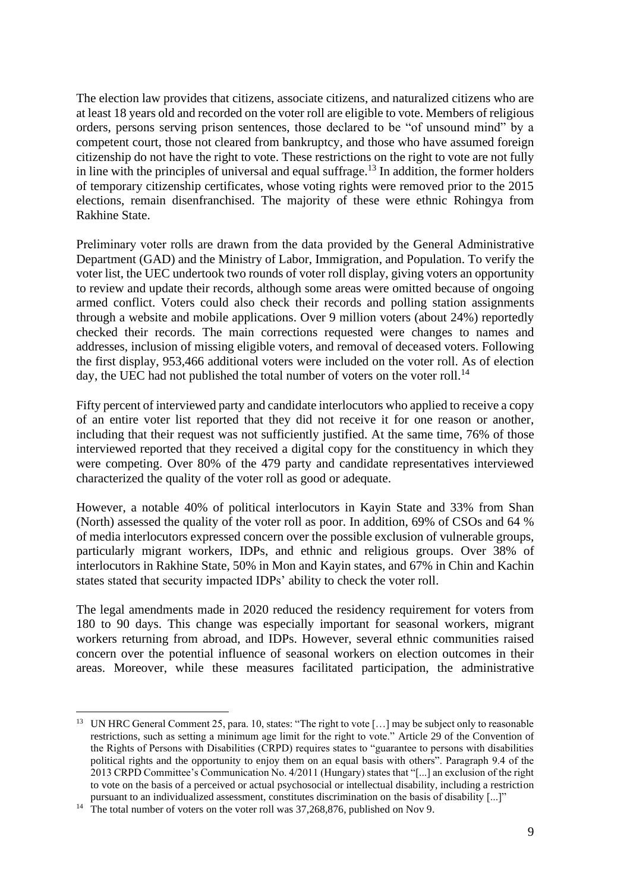The election law provides that citizens, associate citizens, and naturalized citizens who are at least 18 years old and recorded on the voter roll are eligible to vote. Members of religious orders, persons serving prison sentences, those declared to be "of unsound mind" by a competent court, those not cleared from bankruptcy, and those who have assumed foreign citizenship do not have the right to vote. These restrictions on the right to vote are not fully in line with the principles of universal and equal suffrage.[13] In addition, the former holders of temporary citizenship certificates, whose voting rights were removed prior to the 2015 elections, remain disenfranchised. The majority of these were ethnic Rohingya from Rakhine State.

Preliminary voter rolls are drawn from the data provided by the General Administrative Department (GAD) and the Ministry of Labor, Immigration, and Population. To verify the voter list, the UEC undertook two rounds of voter roll display, giving voters an opportunity to review and update their records, although some areas were omitted because of ongoing armed conflict. Voters could also check their records and polling station assignments through a website and mobile applications. Over 9 million voters (about 24%) reportedly checked their records. The main corrections requested were changes to names and addresses, inclusion of missing eligible voters, and removal of deceased voters. Following the first display, 953,466 additional voters were included on the voter roll. As of election day, the UEC had not published the total number of voters on the voter roll.[14]

Fifty percent of interviewed party and candidate interlocutors who applied to receive a copy of an entire voter list reported that they did not receive it for one reason or another, including that their request was not sufficiently justified. At the same time, 76% of those interviewed reported that they received a digital copy for the constituency in which they were competing. Over 80% of the 479 party and candidate representatives interviewed characterized the quality of the voter roll as good or adequate.

However, a notable 40% of political interlocutors in Kayin State and 33% from Shan (North) assessed the quality of the voter roll as poor. In addition, 69% of CSOs and 64 % of media interlocutors expressed concern over the possible exclusion of vulnerable groups, particularly migrant workers, IDPs, and ethnic and religious groups. Over 38% of interlocutors in Rakhine State, 50% in Mon and Kayin states, and 67% in Chin and Kachin states stated that security impacted IDPs' ability to check the voter roll.

The legal amendments made in 2020 reduced the residency requirement for voters from 180 to 90 days. This change was especially important for seasonal workers, migrant workers returning from abroad, and IDPs. However, several ethnic communities raised concern over the potential influence of seasonal workers on election outcomes in their areas. Moreover, while these measures facilitated participation, the administrative

---

[13] UN HRC General Comment 25, para. 10, states: "The right to vote […] may be subject only to reasonable restrictions, such as setting a minimum age limit for the right to vote." Article 29 of the Convention of the Rights of Persons with Disabilities (CRPD) requires states to "guarantee to persons with disabilities political rights and the opportunity to enjoy them on an equal basis with others". Paragraph 9.4 of the 2013 CRPD Committee's Communication No. 4/2011 (Hungary) states that "[...] an exclusion of the right to vote on the basis of a perceived or actual psychosocial or intellectual disability, including a restriction pursuant to an individualized assessment, constitutes discrimination on the basis of disability [...]"

[14] The total number of voters on the voter roll was 37,268,876, published on Nov 9.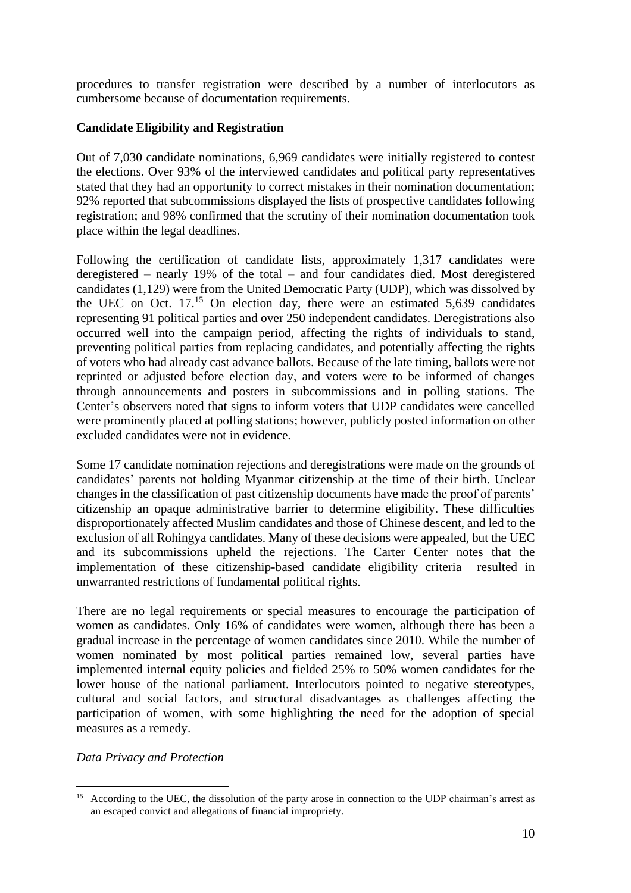procedures to transfer registration were described by a number of interlocutors as cumbersome because of documentation requirements.

**Candidate Eligibility and Registration**

Out of 7,030 candidate nominations, 6,969 candidates were initially registered to contest the elections. Over 93% of the interviewed candidates and political party representatives stated that they had an opportunity to correct mistakes in their nomination documentation; 92% reported that subcommissions displayed the lists of prospective candidates following registration; and 98% confirmed that the scrutiny of their nomination documentation took place within the legal deadlines.

Following the certification of candidate lists, approximately 1,317 candidates were deregistered – nearly 19% of the total – and four candidates died. Most deregistered candidates (1,129) were from the United Democratic Party (UDP), which was dissolved by the UEC on Oct. 17.[15] On election day, there were an estimated 5,639 candidates representing 91 political parties and over 250 independent candidates. Deregistrations also occurred well into the campaign period, affecting the rights of individuals to stand, preventing political parties from replacing candidates, and potentially affecting the rights of voters who had already cast advance ballots. Because of the late timing, ballots were not reprinted or adjusted before election day, and voters were to be informed of changes through announcements and posters in subcommissions and in polling stations. The Center's observers noted that signs to inform voters that UDP candidates were cancelled were prominently placed at polling stations; however, publicly posted information on other excluded candidates were not in evidence.

Some 17 candidate nomination rejections and deregistrations were made on the grounds of candidates' parents not holding Myanmar citizenship at the time of their birth. Unclear changes in the classification of past citizenship documents have made the proof of parents' citizenship an opaque administrative barrier to determine eligibility. These difficulties disproportionately affected Muslim candidates and those of Chinese descent, and led to the exclusion of all Rohingya candidates. Many of these decisions were appealed, but the UEC and its subcommissions upheld the rejections. The Carter Center notes that the implementation of these citizenship-based candidate eligibility criteria resulted in unwarranted restrictions of fundamental political rights.

There are no legal requirements or special measures to encourage the participation of women as candidates. Only 16% of candidates were women, although there has been a gradual increase in the percentage of women candidates since 2010. While the number of women nominated by most political parties remained low, several parties have implemented internal equity policies and fielded 25% to 50% women candidates for the lower house of the national parliament. Interlocutors pointed to negative stereotypes, cultural and social factors, and structural disadvantages as challenges affecting the participation of women, with some highlighting the need for the adoption of special measures as a remedy.

*Data Privacy and Protection*

[15] According to the UEC, the dissolution of the party arose in connection to the UDP chairman's arrest as an escaped convict and allegations of financial impropriety.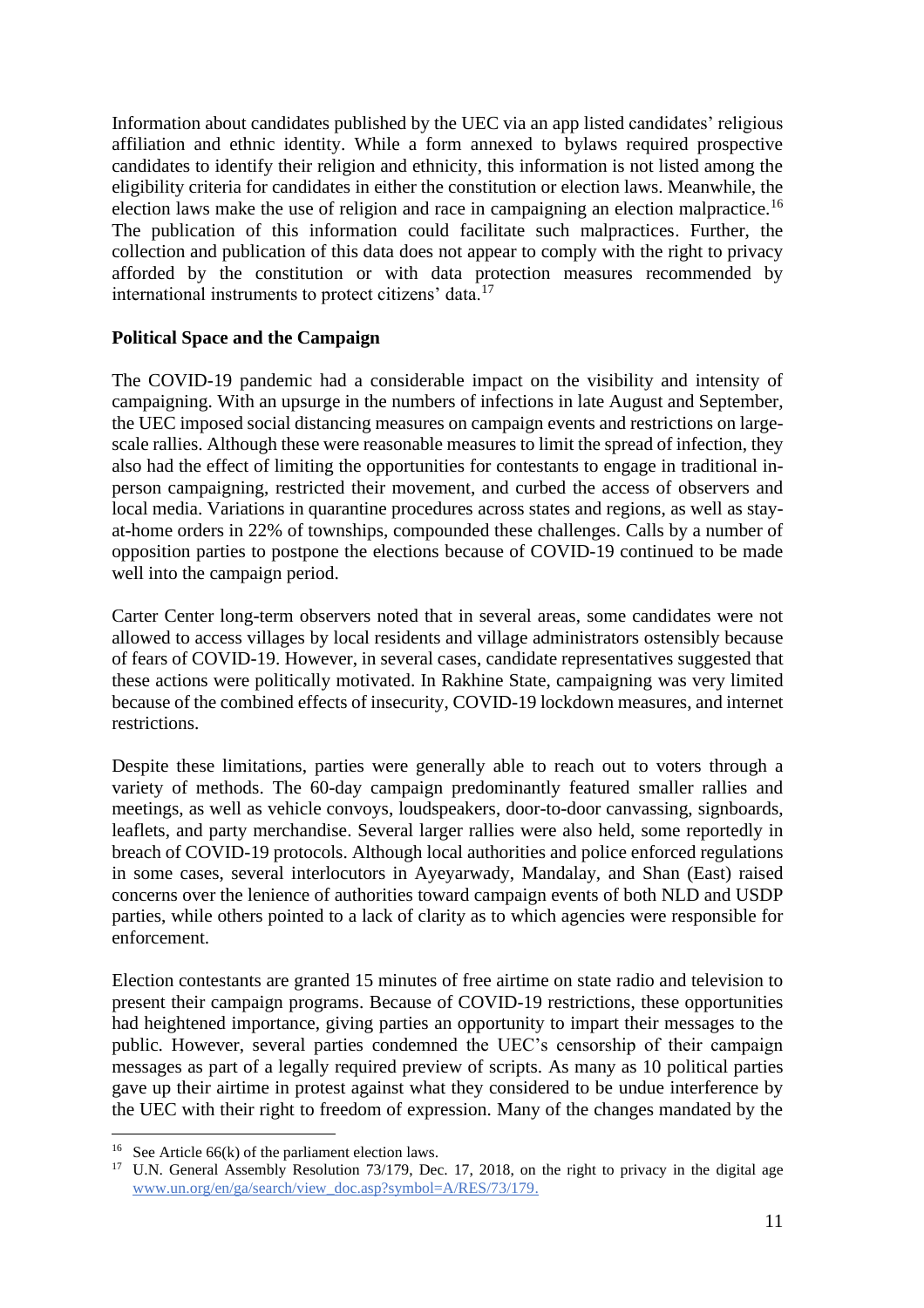Information about candidates published by the UEC via an app listed candidates' religious affiliation and ethnic identity. While a form annexed to bylaws required prospective candidates to identify their religion and ethnicity, this information is not listed among the eligibility criteria for candidates in either the constitution or election laws. Meanwhile, the election laws make the use of religion and race in campaigning an election malpractice.[16] The publication of this information could facilitate such malpractices. Further, the collection and publication of this data does not appear to comply with the right to privacy afforded by the constitution or with data protection measures recommended by international instruments to protect citizens' data.[17]

**Political Space and the Campaign**

The COVID-19 pandemic had a considerable impact on the visibility and intensity of campaigning. With an upsurge in the numbers of infections in late August and September, the UEC imposed social distancing measures on campaign events and restrictions on large-scale rallies. Although these were reasonable measures to limit the spread of infection, they also had the effect of limiting the opportunities for contestants to engage in traditional in-person campaigning, restricted their movement, and curbed the access of observers and local media. Variations in quarantine procedures across states and regions, as well as stay-at-home orders in 22% of townships, compounded these challenges. Calls by a number of opposition parties to postpone the elections because of COVID-19 continued to be made well into the campaign period.

Carter Center long-term observers noted that in several areas, some candidates were not allowed to access villages by local residents and village administrators ostensibly because of fears of COVID-19. However, in several cases, candidate representatives suggested that these actions were politically motivated. In Rakhine State, campaigning was very limited because of the combined effects of insecurity, COVID-19 lockdown measures, and internet restrictions.

Despite these limitations, parties were generally able to reach out to voters through a variety of methods. The 60-day campaign predominantly featured smaller rallies and meetings, as well as vehicle convoys, loudspeakers, door-to-door canvassing, signboards, leaflets, and party merchandise. Several larger rallies were also held, some reportedly in breach of COVID-19 protocols. Although local authorities and police enforced regulations in some cases, several interlocutors in Ayeyarwady, Mandalay, and Shan (East) raised concerns over the lenience of authorities toward campaign events of both NLD and USDP parties, while others pointed to a lack of clarity as to which agencies were responsible for enforcement.

Election contestants are granted 15 minutes of free airtime on state radio and television to present their campaign programs. Because of COVID-19 restrictions, these opportunities had heightened importance, giving parties an opportunity to impart their messages to the public. However, several parties condemned the UEC's censorship of their campaign messages as part of a legally required preview of scripts. As many as 10 political parties gave up their airtime in protest against what they considered to be undue interference by the UEC with their right to freedom of expression. Many of the changes mandated by the

---

[16] See Article 66(k) of the parliament election laws.

[17] U.N. General Assembly Resolution 73/179, Dec. 17, 2018, on the right to privacy in the digital age www.un.org/en/ga/search/view_doc.asp?symbol=A/RES/73/179.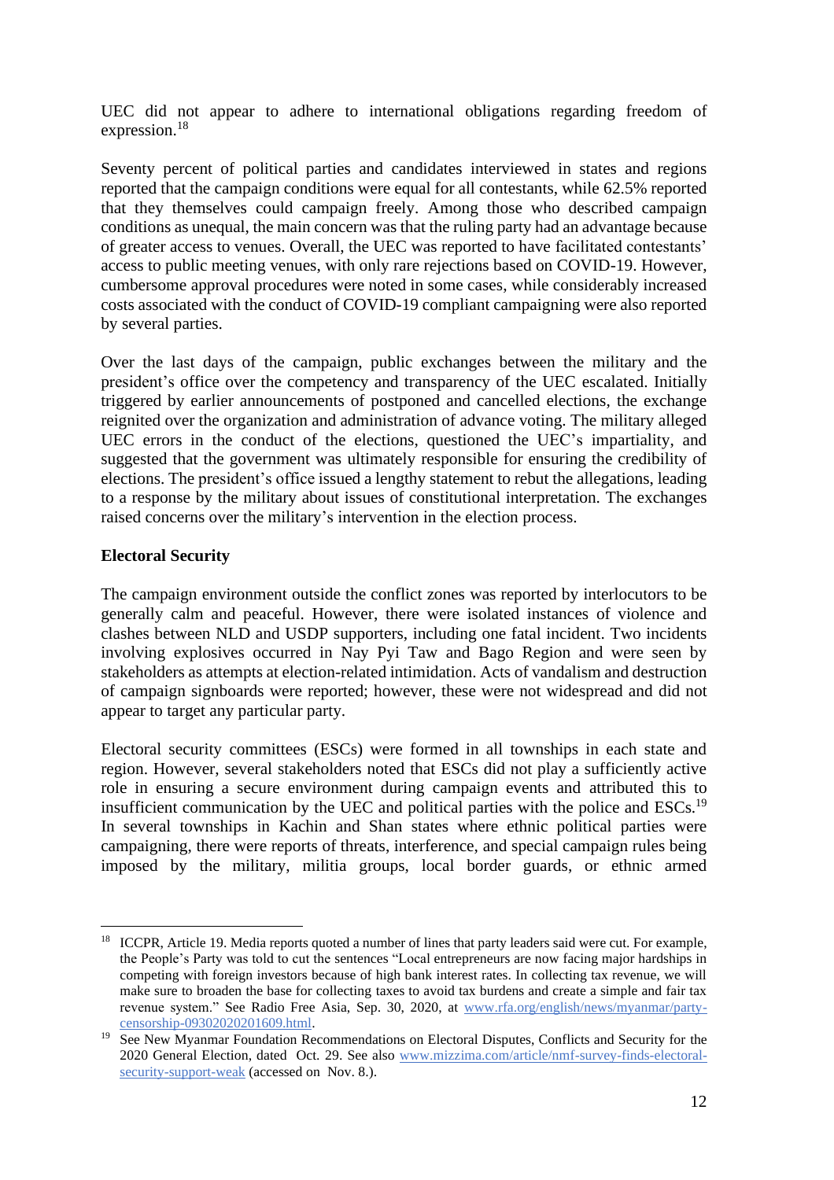UEC did not appear to adhere to international obligations regarding freedom of expression.[18]

Seventy percent of political parties and candidates interviewed in states and regions reported that the campaign conditions were equal for all contestants, while 62.5% reported that they themselves could campaign freely. Among those who described campaign conditions as unequal, the main concern was that the ruling party had an advantage because of greater access to venues. Overall, the UEC was reported to have facilitated contestants' access to public meeting venues, with only rare rejections based on COVID-19. However, cumbersome approval procedures were noted in some cases, while considerably increased costs associated with the conduct of COVID-19 compliant campaigning were also reported by several parties.

Over the last days of the campaign, public exchanges between the military and the president's office over the competency and transparency of the UEC escalated. Initially triggered by earlier announcements of postponed and cancelled elections, the exchange reignited over the organization and administration of advance voting. The military alleged UEC errors in the conduct of the elections, questioned the UEC's impartiality, and suggested that the government was ultimately responsible for ensuring the credibility of elections. The president's office issued a lengthy statement to rebut the allegations, leading to a response by the military about issues of constitutional interpretation. The exchanges raised concerns over the military's intervention in the election process.

**Electoral Security**

The campaign environment outside the conflict zones was reported by interlocutors to be generally calm and peaceful. However, there were isolated instances of violence and clashes between NLD and USDP supporters, including one fatal incident. Two incidents involving explosives occurred in Nay Pyi Taw and Bago Region and were seen by stakeholders as attempts at election-related intimidation. Acts of vandalism and destruction of campaign signboards were reported; however, these were not widespread and did not appear to target any particular party.

Electoral security committees (ESCs) were formed in all townships in each state and region. However, several stakeholders noted that ESCs did not play a sufficiently active role in ensuring a secure environment during campaign events and attributed this to insufficient communication by the UEC and political parties with the police and ESCs.[19] In several townships in Kachin and Shan states where ethnic political parties were campaigning, there were reports of threats, interference, and special campaign rules being imposed by the military, militia groups, local border guards, or ethnic armed

---

[18] ICCPR, Article 19. Media reports quoted a number of lines that party leaders said were cut. For example, the People's Party was told to cut the sentences "Local entrepreneurs are now facing major hardships in competing with foreign investors because of high bank interest rates. In collecting tax revenue, we will make sure to broaden the base for collecting taxes to avoid tax burdens and create a simple and fair tax revenue system." See Radio Free Asia, Sep. 30, 2020, at www.rfa.org/english/news/myanmar/party-censorship-09302020201609.html.

[19] See New Myanmar Foundation Recommendations on Electoral Disputes, Conflicts and Security for the 2020 General Election, dated Oct. 29. See also www.mizzima.com/article/nmf-survey-finds-electoral-security-support-weak (accessed on Nov. 8.).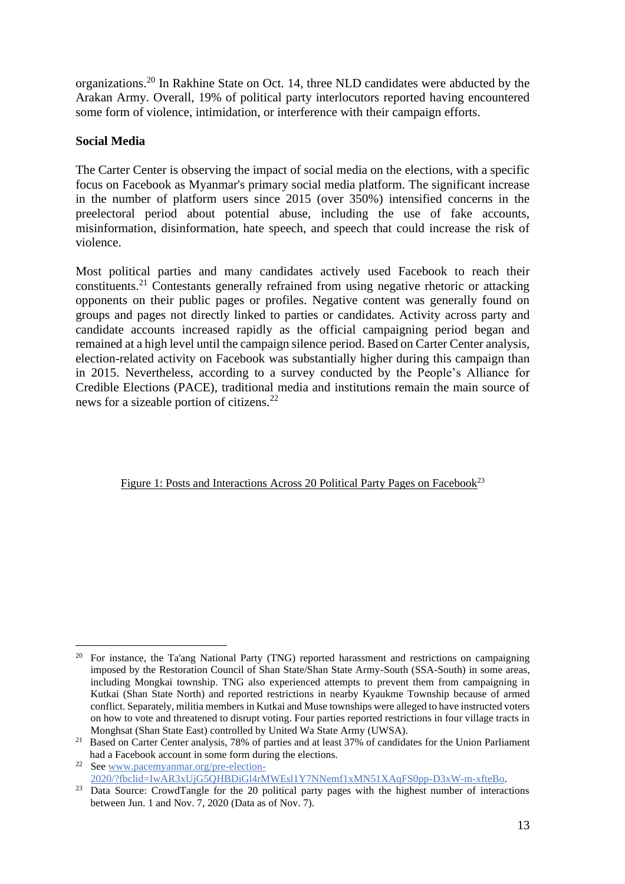organizations.[20] In Rakhine State on Oct. 14, three NLD candidates were abducted by the Arakan Army. Overall, 19% of political party interlocutors reported having encountered some form of violence, intimidation, or interference with their campaign efforts.

**Social Media**

The Carter Center is observing the impact of social media on the elections, with a specific focus on Facebook as Myanmar's primary social media platform. The significant increase in the number of platform users since 2015 (over 350%) intensified concerns in the preelectoral period about potential abuse, including the use of fake accounts, misinformation, disinformation, hate speech, and speech that could increase the risk of violence.

Most political parties and many candidates actively used Facebook to reach their constituents.[21] Contestants generally refrained from using negative rhetoric or attacking opponents on their public pages or profiles. Negative content was generally found on groups and pages not directly linked to parties or candidates. Activity across party and candidate accounts increased rapidly as the official campaigning period began and remained at a high level until the campaign silence period. Based on Carter Center analysis, election-related activity on Facebook was substantially higher during this campaign than in 2015. Nevertheless, according to a survey conducted by the People's Alliance for Credible Elections (PACE), traditional media and institutions remain the main source of news for a sizeable portion of citizens.[22]

Figure 1: Posts and Interactions Across 20 Political Party Pages on Facebook[23]

---

[20] For instance, the Ta'ang National Party (TNG) reported harassment and restrictions on campaigning imposed by the Restoration Council of Shan State/Shan State Army-South (SSA-South) in some areas, including Mongkai township. TNG also experienced attempts to prevent them from campaigning in Kutkai (Shan State North) and reported restrictions in nearby Kyaukme Township because of armed conflict. Separately, militia members in Kutkai and Muse townships were alleged to have instructed voters on how to vote and threatened to disrupt voting. Four parties reported restrictions in four village tracts in Monghsat (Shan State East) controlled by United Wa State Army (UWSA).

[21] Based on Carter Center analysis, 78% of parties and at least 37% of candidates for the Union Parliament had a Facebook account in some form during the elections.

[22] See www.pacemyanmar.org/pre-election-2020/?fbclid=IwAR3xUjG5QHBDiGl4rMWEsl1Y7NNemf1xMN51XAqFS0pp-D3xW-m-xfteBo.

[23] Data Source: CrowdTangle for the 20 political party pages with the highest number of interactions between Jun. 1 and Nov. 7, 2020 (Data as of Nov. 7).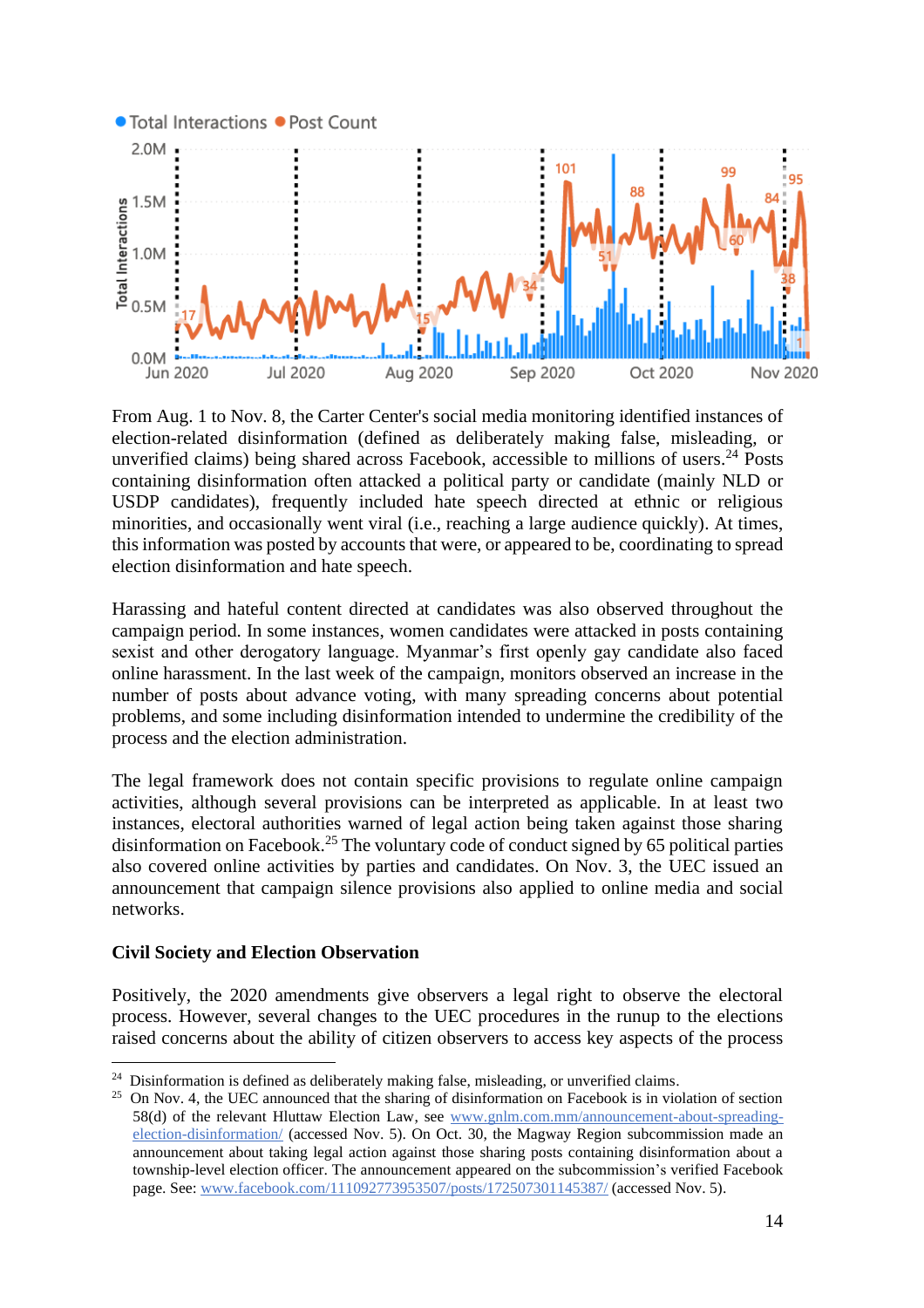From Aug. 1 to Nov. 8, the Carter Center's social media monitoring identified instances of election-related disinformation (defined as deliberately making false, misleading, or unverified claims) being shared across Facebook, accessible to millions of users.[24] Posts containing disinformation often attacked a political party or candidate (mainly NLD or USDP candidates), frequently included hate speech directed at ethnic or religious minorities, and occasionally went viral (i.e., reaching a large audience quickly). At times, this information was posted by accounts that were, or appeared to be, coordinating to spread election disinformation and hate speech.

Harassing and hateful content directed at candidates was also observed throughout the campaign period. In some instances, women candidates were attacked in posts containing sexist and other derogatory language. Myanmar's first openly gay candidate also faced online harassment. In the last week of the campaign, monitors observed an increase in the number of posts about advance voting, with many spreading concerns about potential problems, and some including disinformation intended to undermine the credibility of the process and the election administration.

The legal framework does not contain specific provisions to regulate online campaign activities, although several provisions can be interpreted as applicable. In at least two instances, electoral authorities warned of legal action being taken against those sharing disinformation on Facebook.[25] The voluntary code of conduct signed by 65 political parties also covered online activities by parties and candidates. On Nov. 3, the UEC issued an announcement that campaign silence provisions also applied to online media and social networks.

### Civil Society and Election Observation

Positively, the 2020 amendments give observers a legal right to observe the electoral process. However, several changes to the UEC procedures in the runup to the elections raised concerns about the ability of citizen observers to access key aspects of the process

---

[24] Disinformation is defined as deliberately making false, misleading, or unverified claims.

[25] On Nov. 4, the UEC announced that the sharing of disinformation on Facebook is in violation of section 58(d) of the relevant Hluttaw Election Law, see www.gnlm.com.mm/announcement-about-spreading-election-disinformation/ (accessed Nov. 5). On Oct. 30, the Magway Region subcommission made an announcement about taking legal action against those sharing posts containing disinformation about a township-level election officer. The announcement appeared on the subcommission's verified Facebook page. See: www.facebook.com/111092773953507/posts/172507301145387/ (accessed Nov. 5).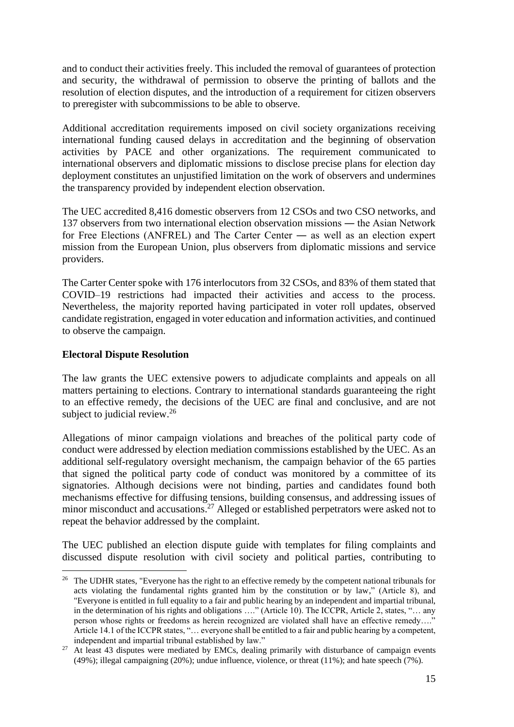and to conduct their activities freely. This included the removal of guarantees of protection and security, the withdrawal of permission to observe the printing of ballots and the resolution of election disputes, and the introduction of a requirement for citizen observers to preregister with subcommissions to be able to observe.

Additional accreditation requirements imposed on civil society organizations receiving international funding caused delays in accreditation and the beginning of observation activities by PACE and other organizations. The requirement communicated to international observers and diplomatic missions to disclose precise plans for election day deployment constitutes an unjustified limitation on the work of observers and undermines the transparency provided by independent election observation.

The UEC accredited 8,416 domestic observers from 12 CSOs and two CSO networks, and 137 observers from two international election observation missions ― the Asian Network for Free Elections (ANFREL) and The Carter Center ― as well as an election expert mission from the European Union, plus observers from diplomatic missions and service providers.

The Carter Center spoke with 176 interlocutors from 32 CSOs, and 83% of them stated that COVID–19 restrictions had impacted their activities and access to the process. Nevertheless, the majority reported having participated in voter roll updates, observed candidate registration, engaged in voter education and information activities, and continued to observe the campaign.

**Electoral Dispute Resolution**

The law grants the UEC extensive powers to adjudicate complaints and appeals on all matters pertaining to elections. Contrary to international standards guaranteeing the right to an effective remedy, the decisions of the UEC are final and conclusive, and are not subject to judicial review.[26]

Allegations of minor campaign violations and breaches of the political party code of conduct were addressed by election mediation commissions established by the UEC. As an additional self-regulatory oversight mechanism, the campaign behavior of the 65 parties that signed the political party code of conduct was monitored by a committee of its signatories. Although decisions were not binding, parties and candidates found both mechanisms effective for diffusing tensions, building consensus, and addressing issues of minor misconduct and accusations.[27] Alleged or established perpetrators were asked not to repeat the behavior addressed by the complaint.

The UEC published an election dispute guide with templates for filing complaints and discussed dispute resolution with civil society and political parties, contributing to

---

[26] The UDHR states, "Everyone has the right to an effective remedy by the competent national tribunals for acts violating the fundamental rights granted him by the constitution or by law," (Article 8), and "Everyone is entitled in full equality to a fair and public hearing by an independent and impartial tribunal, in the determination of his rights and obligations …." (Article 10). The ICCPR, Article 2, states, "… any person whose rights or freedoms as herein recognized are violated shall have an effective remedy…." Article 14.1 of the ICCPR states, "… everyone shall be entitled to a fair and public hearing by a competent, independent and impartial tribunal established by law."

[27] At least 43 disputes were mediated by EMCs, dealing primarily with disturbance of campaign events (49%); illegal campaigning (20%); undue influence, violence, or threat (11%); and hate speech (7%).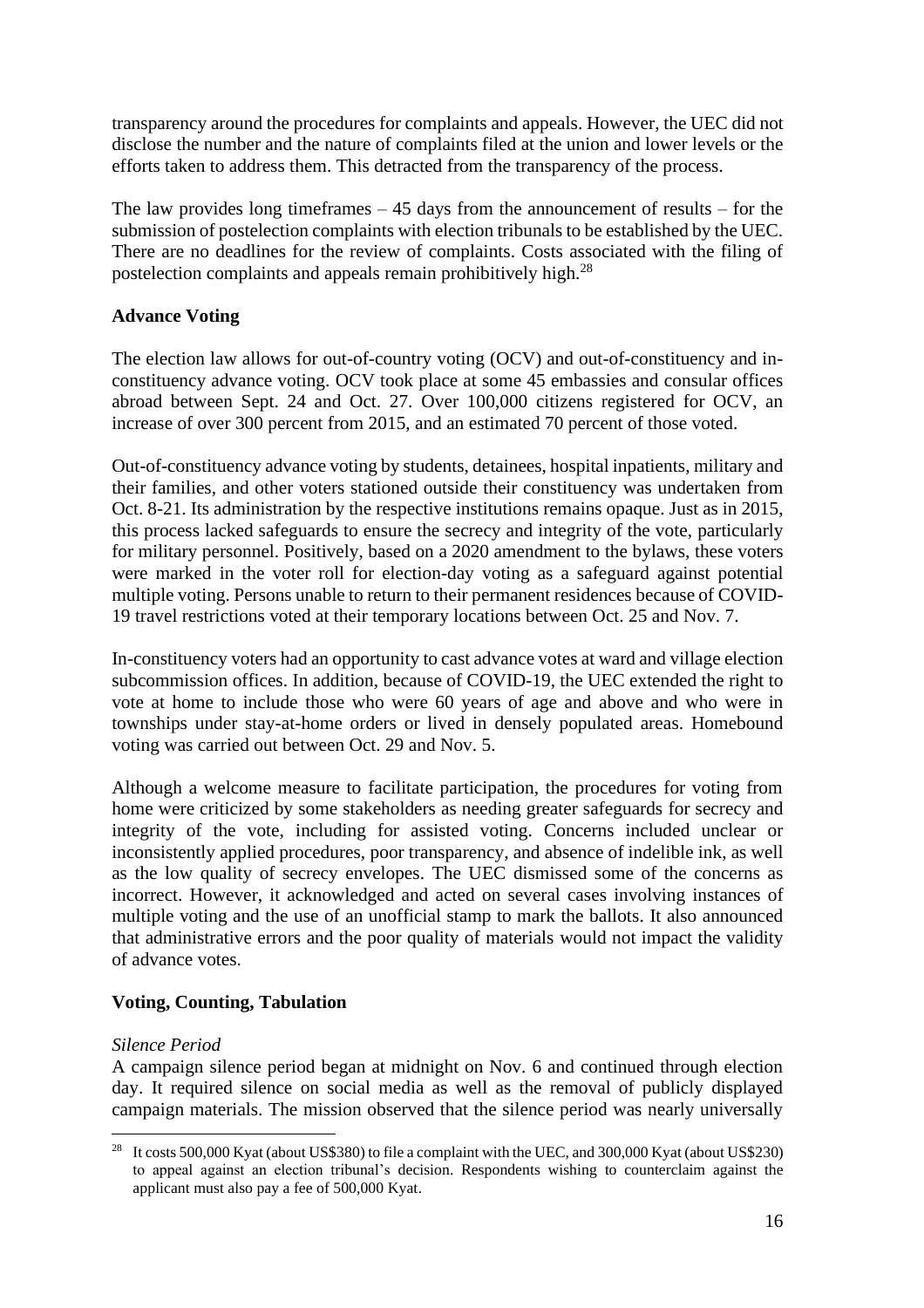transparency around the procedures for complaints and appeals. However, the UEC did not disclose the number and the nature of complaints filed at the union and lower levels or the efforts taken to address them. This detracted from the transparency of the process.

The law provides long timeframes – 45 days from the announcement of results – for the submission of postelection complaints with election tribunals to be established by the UEC. There are no deadlines for the review of complaints. Costs associated with the filing of postelection complaints and appeals remain prohibitively high.[28]

**Advance Voting**

The election law allows for out-of-country voting (OCV) and out-of-constituency and in-constituency advance voting. OCV took place at some 45 embassies and consular offices abroad between Sept. 24 and Oct. 27. Over 100,000 citizens registered for OCV, an increase of over 300 percent from 2015, and an estimated 70 percent of those voted.

Out-of-constituency advance voting by students, detainees, hospital inpatients, military and their families, and other voters stationed outside their constituency was undertaken from Oct. 8-21. Its administration by the respective institutions remains opaque. Just as in 2015, this process lacked safeguards to ensure the secrecy and integrity of the vote, particularly for military personnel. Positively, based on a 2020 amendment to the bylaws, these voters were marked in the voter roll for election-day voting as a safeguard against potential multiple voting. Persons unable to return to their permanent residences because of COVID-19 travel restrictions voted at their temporary locations between Oct. 25 and Nov. 7.

In-constituency voters had an opportunity to cast advance votes at ward and village election subcommission offices. In addition, because of COVID-19, the UEC extended the right to vote at home to include those who were 60 years of age and above and who were in townships under stay-at-home orders or lived in densely populated areas. Homebound voting was carried out between Oct. 29 and Nov. 5.

Although a welcome measure to facilitate participation, the procedures for voting from home were criticized by some stakeholders as needing greater safeguards for secrecy and integrity of the vote, including for assisted voting. Concerns included unclear or inconsistently applied procedures, poor transparency, and absence of indelible ink, as well as the low quality of secrecy envelopes. The UEC dismissed some of the concerns as incorrect. However, it acknowledged and acted on several cases involving instances of multiple voting and the use of an unofficial stamp to mark the ballots. It also announced that administrative errors and the poor quality of materials would not impact the validity of advance votes.

**Voting, Counting, Tabulation**

*Silence Period*

A campaign silence period began at midnight on Nov. 6 and continued through election day. It required silence on social media as well as the removal of publicly displayed campaign materials. The mission observed that the silence period was nearly universally

---

[28] It costs 500,000 Kyat (about US$380) to file a complaint with the UEC, and 300,000 Kyat (about US$230) to appeal against an election tribunal's decision. Respondents wishing to counterclaim against the applicant must also pay a fee of 500,000 Kyat.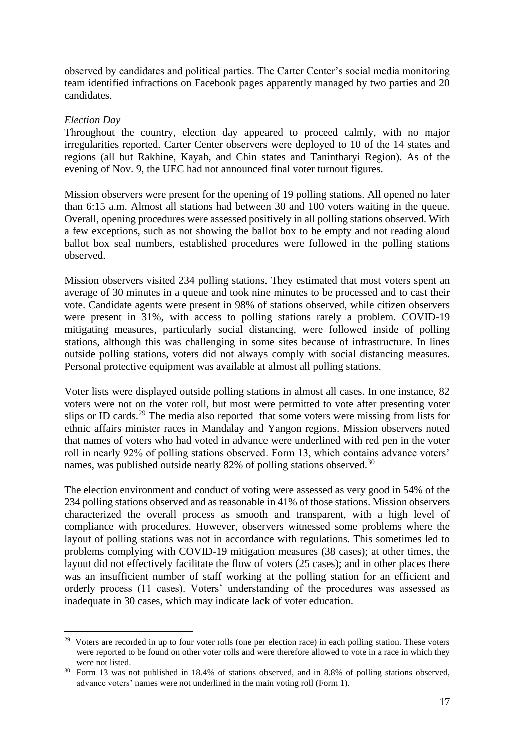observed by candidates and political parties. The Carter Center's social media monitoring team identified infractions on Facebook pages apparently managed by two parties and 20 candidates.

*Election Day*

Throughout the country, election day appeared to proceed calmly, with no major irregularities reported. Carter Center observers were deployed to 10 of the 14 states and regions (all but Rakhine, Kayah, and Chin states and Tanintharyi Region). As of the evening of Nov. 9, the UEC had not announced final voter turnout figures.

Mission observers were present for the opening of 19 polling stations. All opened no later than 6:15 a.m. Almost all stations had between 30 and 100 voters waiting in the queue. Overall, opening procedures were assessed positively in all polling stations observed. With a few exceptions, such as not showing the ballot box to be empty and not reading aloud ballot box seal numbers, established procedures were followed in the polling stations observed.

Mission observers visited 234 polling stations. They estimated that most voters spent an average of 30 minutes in a queue and took nine minutes to be processed and to cast their vote. Candidate agents were present in 98% of stations observed, while citizen observers were present in 31%, with access to polling stations rarely a problem. COVID-19 mitigating measures, particularly social distancing, were followed inside of polling stations, although this was challenging in some sites because of infrastructure. In lines outside polling stations, voters did not always comply with social distancing measures. Personal protective equipment was available at almost all polling stations.

Voter lists were displayed outside polling stations in almost all cases. In one instance, 82 voters were not on the voter roll, but most were permitted to vote after presenting voter slips or ID cards.[29] The media also reported that some voters were missing from lists for ethnic affairs minister races in Mandalay and Yangon regions. Mission observers noted that names of voters who had voted in advance were underlined with red pen in the voter roll in nearly 92% of polling stations observed. Form 13, which contains advance voters' names, was published outside nearly 82% of polling stations observed.[30]

The election environment and conduct of voting were assessed as very good in 54% of the 234 polling stations observed and as reasonable in 41% of those stations. Mission observers characterized the overall process as smooth and transparent, with a high level of compliance with procedures. However, observers witnessed some problems where the layout of polling stations was not in accordance with regulations. This sometimes led to problems complying with COVID-19 mitigation measures (38 cases); at other times, the layout did not effectively facilitate the flow of voters (25 cases); and in other places there was an insufficient number of staff working at the polling station for an efficient and orderly process (11 cases). Voters' understanding of the procedures was assessed as inadequate in 30 cases, which may indicate lack of voter education.

---

[29] Voters are recorded in up to four voter rolls (one per election race) in each polling station. These voters were reported to be found on other voter rolls and were therefore allowed to vote in a race in which they were not listed.

[30] Form 13 was not published in 18.4% of stations observed, and in 8.8% of polling stations observed, advance voters' names were not underlined in the main voting roll (Form 1).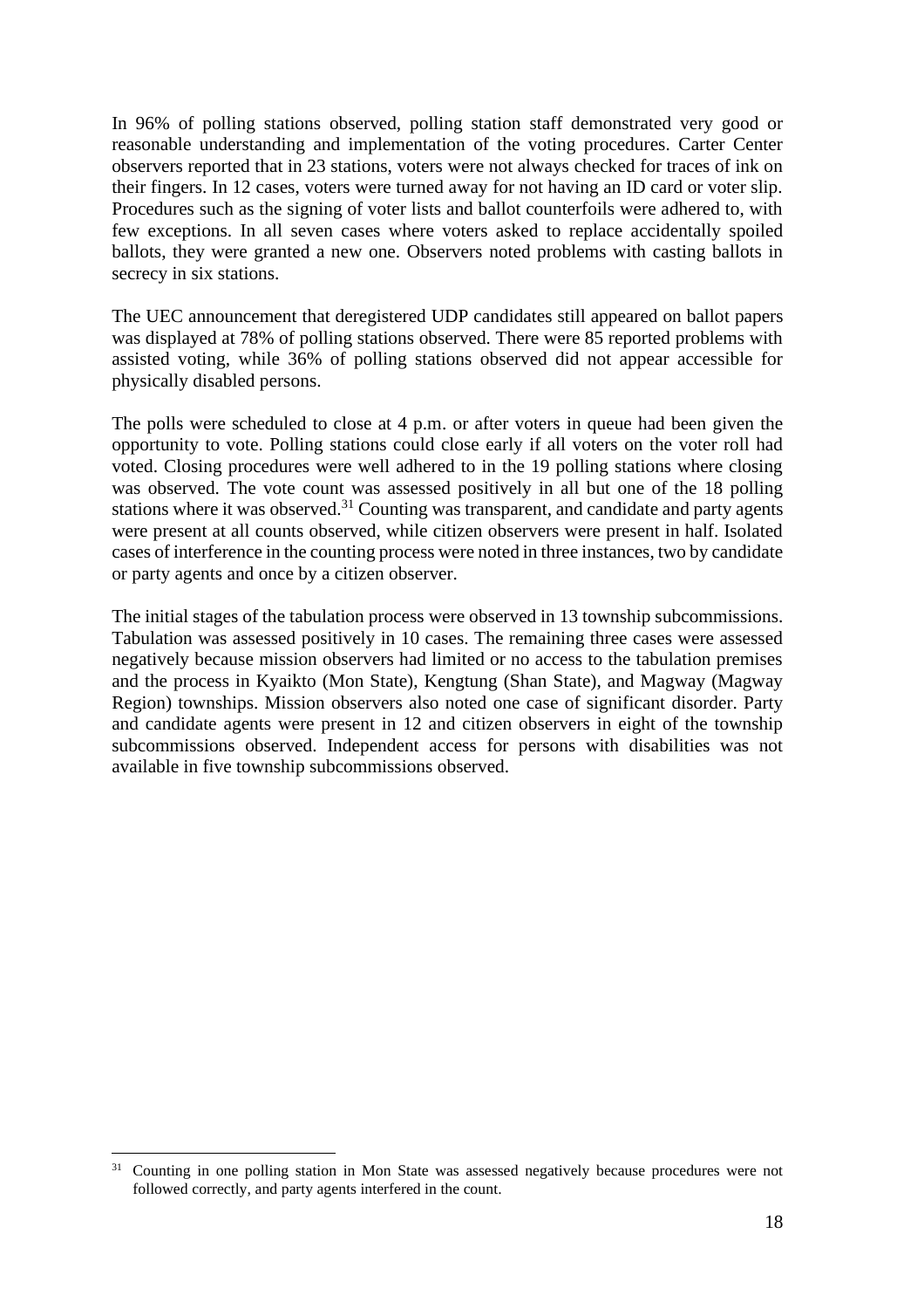In 96% of polling stations observed, polling station staff demonstrated very good or reasonable understanding and implementation of the voting procedures. Carter Center observers reported that in 23 stations, voters were not always checked for traces of ink on their fingers. In 12 cases, voters were turned away for not having an ID card or voter slip. Procedures such as the signing of voter lists and ballot counterfoils were adhered to, with few exceptions. In all seven cases where voters asked to replace accidentally spoiled ballots, they were granted a new one. Observers noted problems with casting ballots in secrecy in six stations.

The UEC announcement that deregistered UDP candidates still appeared on ballot papers was displayed at 78% of polling stations observed. There were 85 reported problems with assisted voting, while 36% of polling stations observed did not appear accessible for physically disabled persons.

The polls were scheduled to close at 4 p.m. or after voters in queue had been given the opportunity to vote. Polling stations could close early if all voters on the voter roll had voted. Closing procedures were well adhered to in the 19 polling stations where closing was observed. The vote count was assessed positively in all but one of the 18 polling stations where it was observed.[31] Counting was transparent, and candidate and party agents were present at all counts observed, while citizen observers were present in half. Isolated cases of interference in the counting process were noted in three instances, two by candidate or party agents and once by a citizen observer.

The initial stages of the tabulation process were observed in 13 township subcommissions. Tabulation was assessed positively in 10 cases. The remaining three cases were assessed negatively because mission observers had limited or no access to the tabulation premises and the process in Kyaikto (Mon State), Kengtung (Shan State), and Magway (Magway Region) townships. Mission observers also noted one case of significant disorder. Party and candidate agents were present in 12 and citizen observers in eight of the township subcommissions observed. Independent access for persons with disabilities was not available in five township subcommissions observed.

[31] Counting in one polling station in Mon State was assessed negatively because procedures were not followed correctly, and party agents interfered in the count.